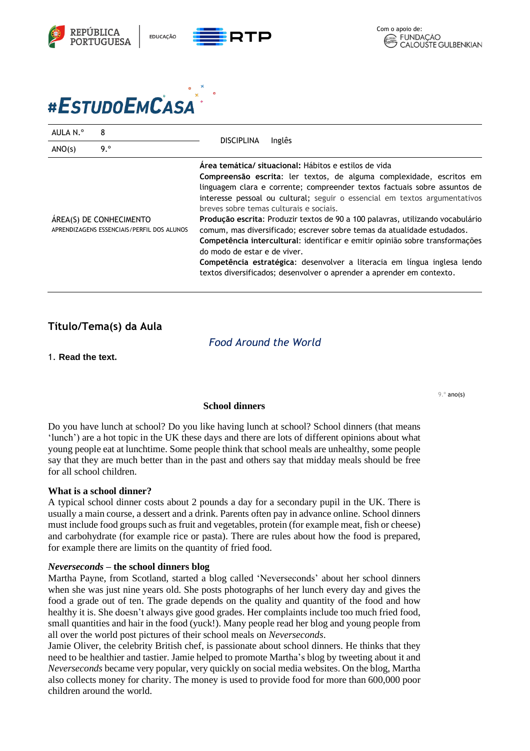# #EstudoEmCasa

| AULA N.º | 8 | DISCIPLINA | Inglês |
|---|---|---|---|
| ANO(s) | 9.º | | |
| ÁREA(S) DE CONHECIMENTO<br>APRENDIZAGENS ESSENCIAIS/PERFIL DOS ALUNOS | | **Área temática/ situacional:** Hábitos e estilos de vida<br>**Compreensão escrita**: ler textos, de alguma complexidade, escritos em linguagem clara e corrente; compreender textos factuais sobre assuntos de interesse pessoal ou cultural; seguir o essencial em textos argumentativos breves sobre temas culturais e sociais.<br>**Produção escrita**: Produzir textos de 90 a 100 palavras, utilizando vocabulário comum, mas diversificado; escrever sobre temas da atualidade estudados.<br>**Competência intercultural**: identificar e emitir opinião sobre transformações do modo de estar e de viver.<br>**Competência estratégica**: desenvolver a literacia em língua inglesa lendo textos diversificados; desenvolver o aprender a aprender em contexto. | |

## Título/Tema(s) da Aula

*Food Around the World*

1. **Read the text.**

### School dinners

Do you have lunch at school? Do you like having lunch at school? School dinners (that means 'lunch') are a hot topic in the UK these days and there are lots of different opinions about what young people eat at lunchtime. Some people think that school meals are unhealthy, some people say that they are much better than in the past and others say that midday meals should be free for all school children.

**What is a school dinner?**

A typical school dinner costs about 2 pounds a day for a secondary pupil in the UK. There is usually a main course, a dessert and a drink. Parents often pay in advance online. School dinners must include food groups such as fruit and vegetables, protein (for example meat, fish or cheese) and carbohydrate (for example rice or pasta). There are rules about how the food is prepared, for example there are limits on the quantity of fried food.

***Neverseconds* – the school dinners blog**

Martha Payne, from Scotland, started a blog called 'Neverseconds' about her school dinners when she was just nine years old. She posts photographs of her lunch every day and gives the food a grade out of ten. The grade depends on the quality and quantity of the food and how healthy it is. She doesn't always give good grades. Her complaints include too much fried food, small quantities and hair in the food (yuck!). Many people read her blog and young people from all over the world post pictures of their school meals on *Neverseconds*.

Jamie Oliver, the celebrity British chef, is passionate about school dinners. He thinks that they need to be healthier and tastier. Jamie helped to promote Martha's blog by tweeting about it and *Neverseconds* became very popular, very quickly on social media websites. On the blog, Martha also collects money for charity. The money is used to provide food for more than 600,000 poor children around the world.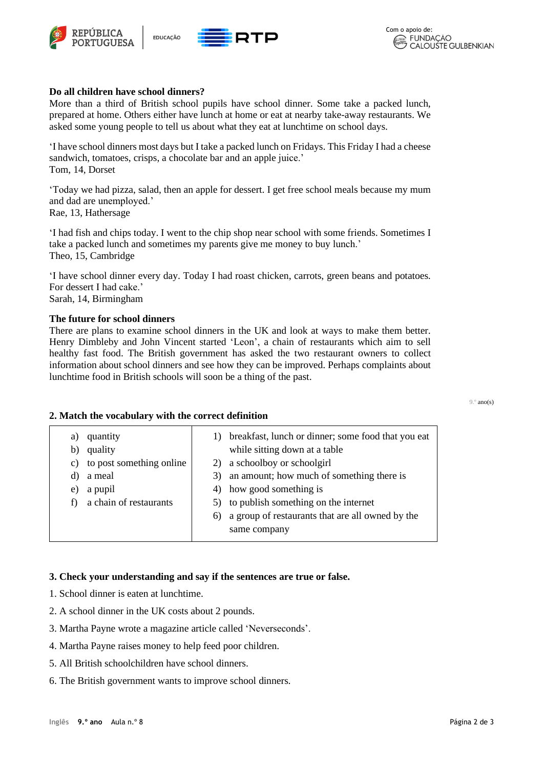**Do all children have school dinners?**

More than a third of British school pupils have school dinner. Some take a packed lunch, prepared at home. Others either have lunch at home or eat at nearby take-away restaurants. We asked some young people to tell us about what they eat at lunchtime on school days.

'I have school dinners most days but I take a packed lunch on Fridays. This Friday I had a cheese sandwich, tomatoes, crisps, a chocolate bar and an apple juice.'
Tom, 14, Dorset

'Today we had pizza, salad, then an apple for dessert. I get free school meals because my mum and dad are unemployed.'
Rae, 13, Hathersage

'I had fish and chips today. I went to the chip shop near school with some friends. Sometimes I take a packed lunch and sometimes my parents give me money to buy lunch.'
Theo, 15, Cambridge

'I have school dinner every day. Today I had roast chicken, carrots, green beans and potatoes. For dessert I had cake.'
Sarah, 14, Birmingham

**The future for school dinners**

There are plans to examine school dinners in the UK and look at ways to make them better. Henry Dimbleby and John Vincent started 'Leon', a chain of restaurants which aim to sell healthy fast food. The British government has asked the two restaurant owners to collect information about school dinners and see how they can be improved. Perhaps complaints about lunchtime food in British schools will soon be a thing of the past.

**2. Match the vocabulary with the correct definition**

| | |
|---|---|
| a) quantity<br>b) quality<br>c) to post something online<br>d) a meal<br>e) a pupil<br>f) a chain of restaurants | 1) breakfast, lunch or dinner; some food that you eat while sitting down at a table<br>2) a schoolboy or schoolgirl<br>3) an amount; how much of something there is<br>4) how good something is<br>5) to publish something on the internet<br>6) a group of restaurants that are all owned by the same company |

**3. Check your understanding and say if the sentences are true or false.**

1. School dinner is eaten at lunchtime.
2. A school dinner in the UK costs about 2 pounds.
3. Martha Payne wrote a magazine article called 'Neverseconds'.
4. Martha Payne raises money to help feed poor children.
5. All British schoolchildren have school dinners.
6. The British government wants to improve school dinners.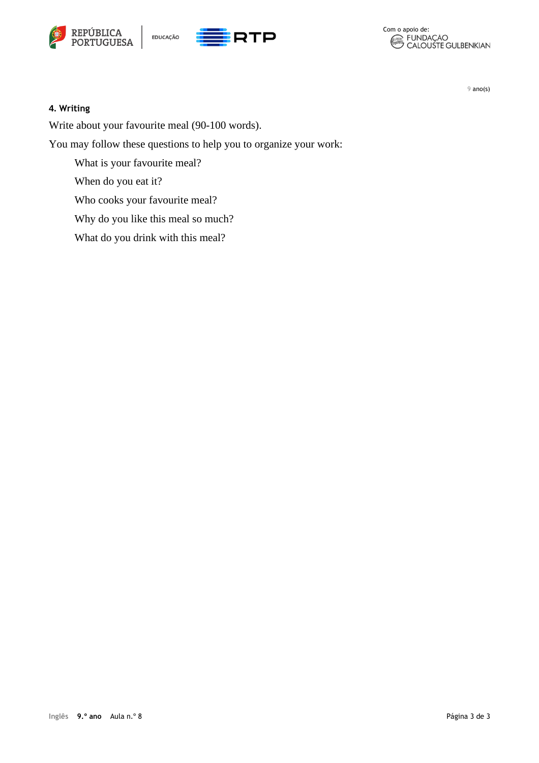#### 4. Writing

Write about your favourite meal (90-100 words).

You may follow these questions to help you to organize your work:

What is your favourite meal?

When do you eat it?

Who cooks your favourite meal?

Why do you like this meal so much?

What do you drink with this meal?